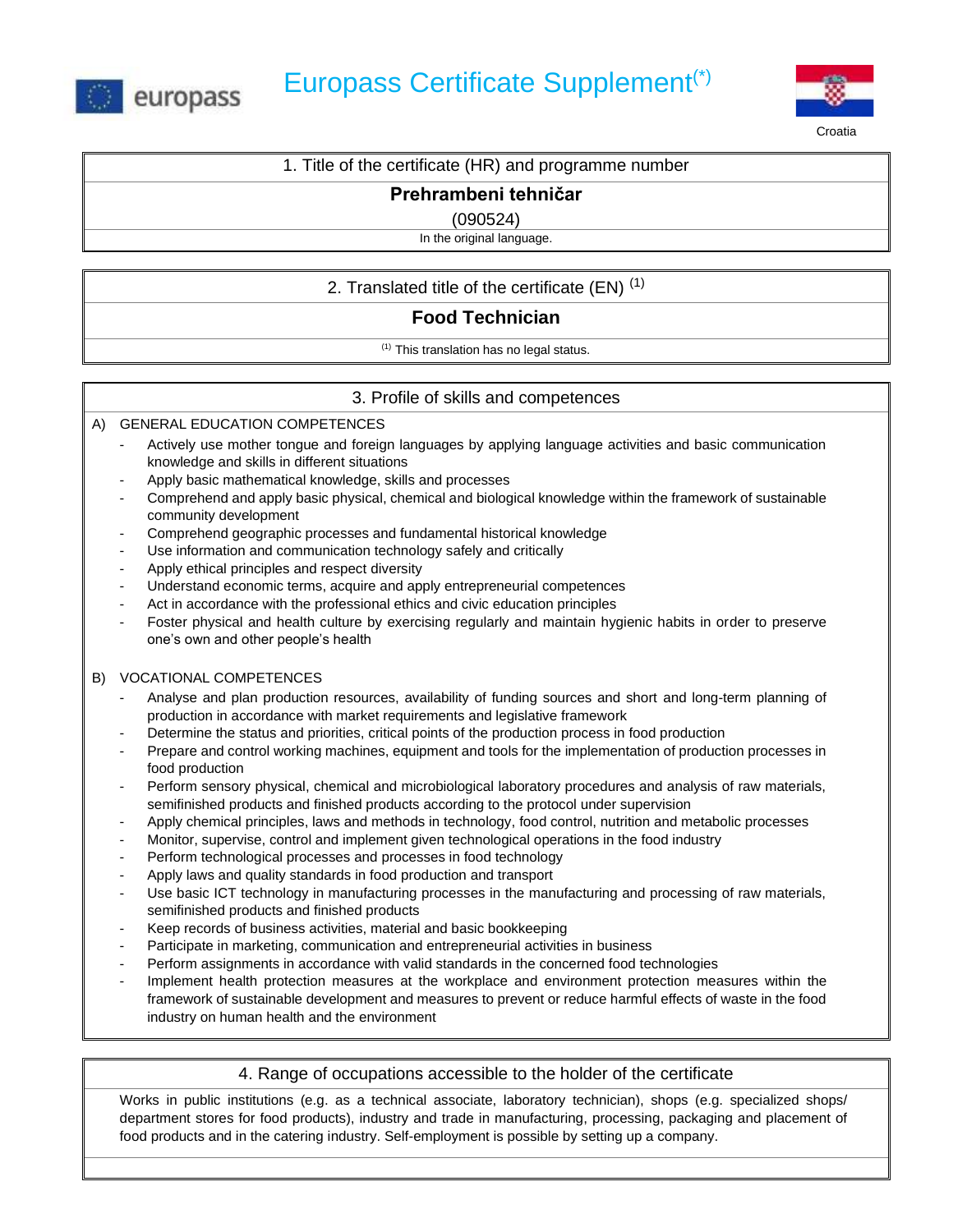europass

# Europass Certificate Supplement(*)

Croatia

## 1. Title of the certificate (HR) and programme number

**Prehrambeni tehničar**

(090524)

In the original language.

## 2. Translated title of the certificate (EN) (1)

**Food Technician**

(1) This translation has no legal status.

## 3. Profile of skills and competences

A) GENERAL EDUCATION COMPETENCES

- Actively use mother tongue and foreign languages by applying language activities and basic communication knowledge and skills in different situations
- Apply basic mathematical knowledge, skills and processes
- Comprehend and apply basic physical, chemical and biological knowledge within the framework of sustainable community development
- Comprehend geographic processes and fundamental historical knowledge
- Use information and communication technology safely and critically
- Apply ethical principles and respect diversity
- Understand economic terms, acquire and apply entrepreneurial competences
- Act in accordance with the professional ethics and civic education principles
- Foster physical and health culture by exercising regularly and maintain hygienic habits in order to preserve one's own and other people's health

B) VOCATIONAL COMPETENCES

- Analyse and plan production resources, availability of funding sources and short and long-term planning of production in accordance with market requirements and legislative framework
- Determine the status and priorities, critical points of the production process in food production
- Prepare and control working machines, equipment and tools for the implementation of production processes in food production
- Perform sensory physical, chemical and microbiological laboratory procedures and analysis of raw materials, semifinished products and finished products according to the protocol under supervision
- Apply chemical principles, laws and methods in technology, food control, nutrition and metabolic processes
- Monitor, supervise, control and implement given technological operations in the food industry
- Perform technological processes and processes in food technology
- Apply laws and quality standards in food production and transport
- Use basic ICT technology in manufacturing processes in the manufacturing and processing of raw materials, semifinished products and finished products
- Keep records of business activities, material and basic bookkeeping
- Participate in marketing, communication and entrepreneurial activities in business
- Perform assignments in accordance with valid standards in the concerned food technologies
- Implement health protection measures at the workplace and environment protection measures within the framework of sustainable development and measures to prevent or reduce harmful effects of waste in the food industry on human health and the environment

## 4. Range of occupations accessible to the holder of the certificate

Works in public institutions (e.g. as a technical associate, laboratory technician), shops (e.g. specialized shops/ department stores for food products), industry and trade in manufacturing, processing, packaging and placement of food products and in the catering industry. Self-employment is possible by setting up a company.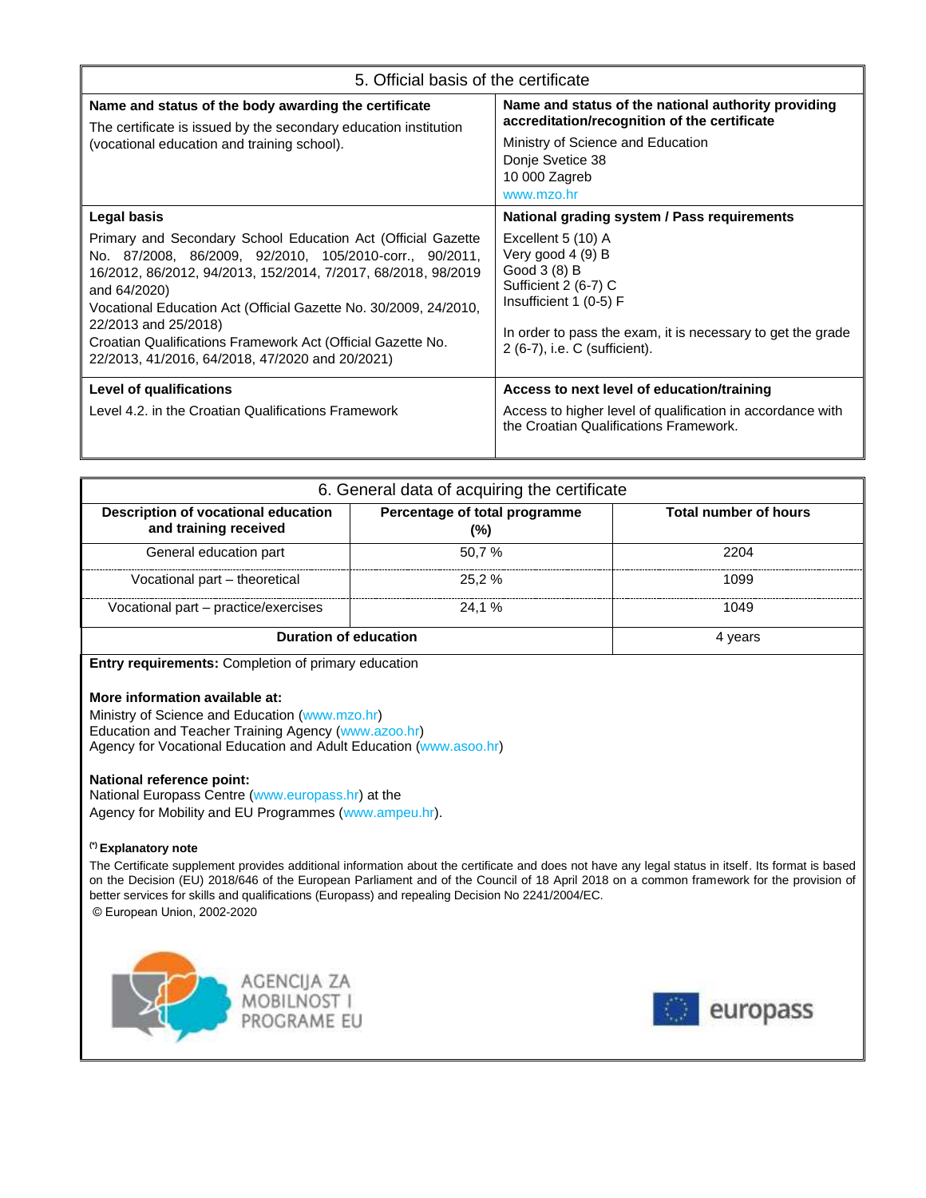## 5. Official basis of the certificate

| Name and status of the body awarding the certificate | Name and status of the national authority providing accreditation/recognition of the certificate |
|---|---|
| The certificate is issued by the secondary education institution (vocational education and training school). | Ministry of Science and Education<br>Donje Svetice 38<br>10 000 Zagreb<br>www.mzo.hr |
| **Legal basis** | **National grading system / Pass requirements** |
| Primary and Secondary School Education Act (Official Gazette No. 87/2008, 86/2009, 92/2010, 105/2010-corr., 90/2011, 16/2012, 86/2012, 94/2013, 152/2014, 7/2017, 68/2018, 98/2019 and 64/2020)<br>Vocational Education Act (Official Gazette No. 30/2009, 24/2010, 22/2013 and 25/2018)<br>Croatian Qualifications Framework Act (Official Gazette No. 22/2013, 41/2016, 64/2018, 47/2020 and 20/2021) | Excellent 5 (10) A<br>Very good 4 (9) B<br>Good 3 (8) B<br>Sufficient 2 (6-7) C<br>Insufficient 1 (0-5) F<br><br>In order to pass the exam, it is necessary to get the grade 2 (6-7), i.e. C (sufficient). |
| **Level of qualifications** | **Access to next level of education/training** |
| Level 4.2. in the Croatian Qualifications Framework | Access to higher level of qualification in accordance with the Croatian Qualifications Framework. |

## 6. General data of acquiring the certificate

| Description of vocational education and training received | Percentage of total programme (%) | Total number of hours |
|---|---|---|
| General education part | 50,7 % | 2204 |
| Vocational part – theoretical | 25,2 % | 1099 |
| Vocational part – practice/exercises | 24,1 % | 1049 |
| **Duration of education** | | 4 years |

**Entry requirements:** Completion of primary education

**More information available at:**
Ministry of Science and Education (www.mzo.hr)
Education and Teacher Training Agency (www.azoo.hr)
Agency for Vocational Education and Adult Education (www.asoo.hr)

**National reference point:**
National Europass Centre (www.europass.hr) at the
Agency for Mobility and EU Programmes (www.ampeu.hr).

**(\*) Explanatory note**

The Certificate supplement provides additional information about the certificate and does not have any legal status in itself. Its format is based on the Decision (EU) 2018/646 of the European Parliament and of the Council of 18 April 2018 on a common framework for the provision of better services for skills and qualifications (Europass) and repealing Decision No 2241/2004/EC.
© European Union, 2002-2020

AGENCIJA ZA MOBILNOST I PROGRAME EU

europass